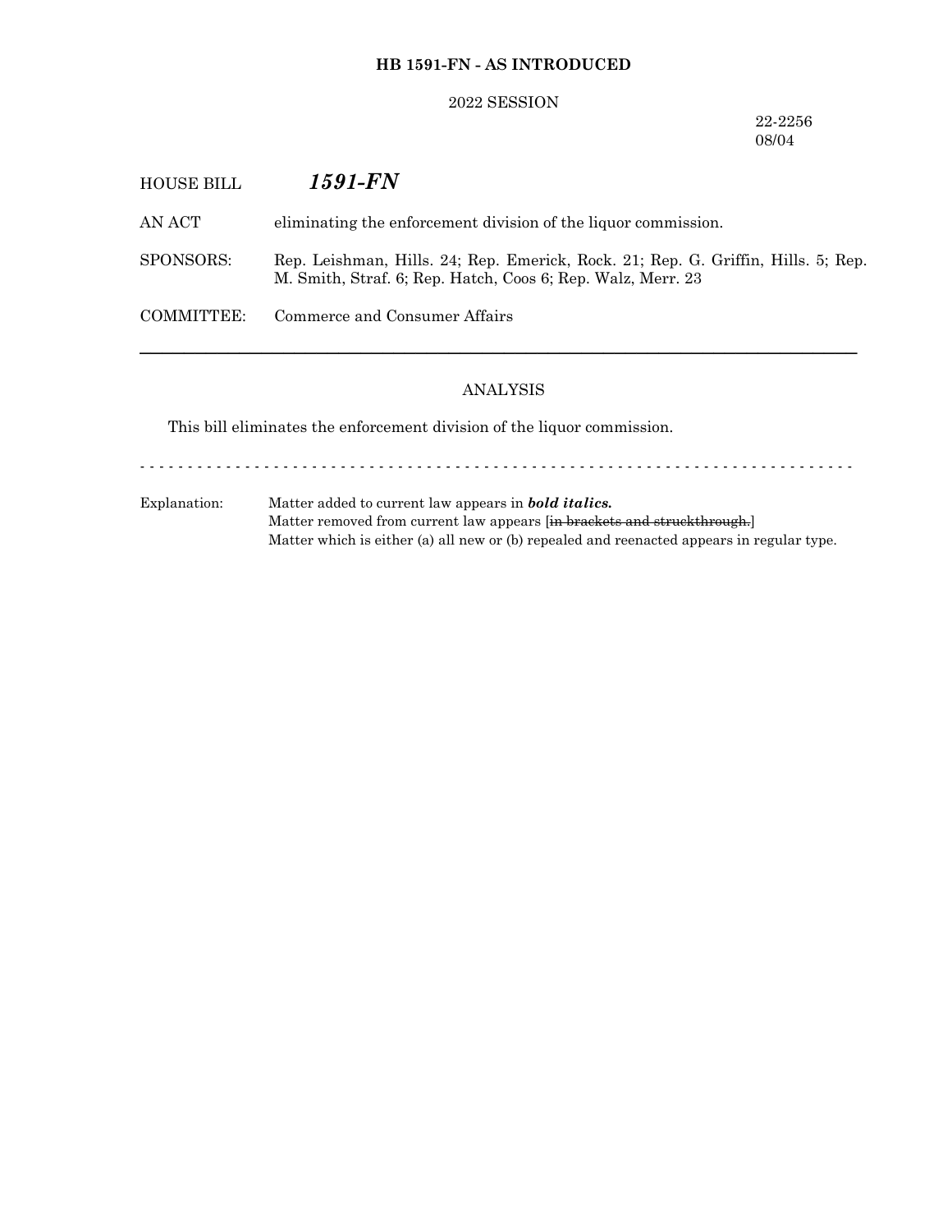**HB 1591-FN - AS INTRODUCED**

2022 SESSION

22-2256
08/04

HOUSE BILL ***1591-FN***

AN ACT eliminating the enforcement division of the liquor commission.

SPONSORS: Rep. Leishman, Hills. 24; Rep. Emerick, Rock. 21; Rep. G. Griffin, Hills. 5; Rep. M. Smith, Straf. 6; Rep. Hatch, Coos 6; Rep. Walz, Merr. 23

COMMITTEE: Commerce and Consumer Affairs

---

ANALYSIS

This bill eliminates the enforcement division of the liquor commission.

- - - - - - - - - - - - - - - - - - - - - - - - - - - - - - - - - - - - - - - - - - - - - - - - - - - - - - - - - - - - - - - - - - - - - - - - - - -

Explanation: Matter added to current law appears in ***bold italics.***
Matter removed from current law appears [~~in brackets and struckthrough.~~]
Matter which is either (a) all new or (b) repealed and reenacted appears in regular type.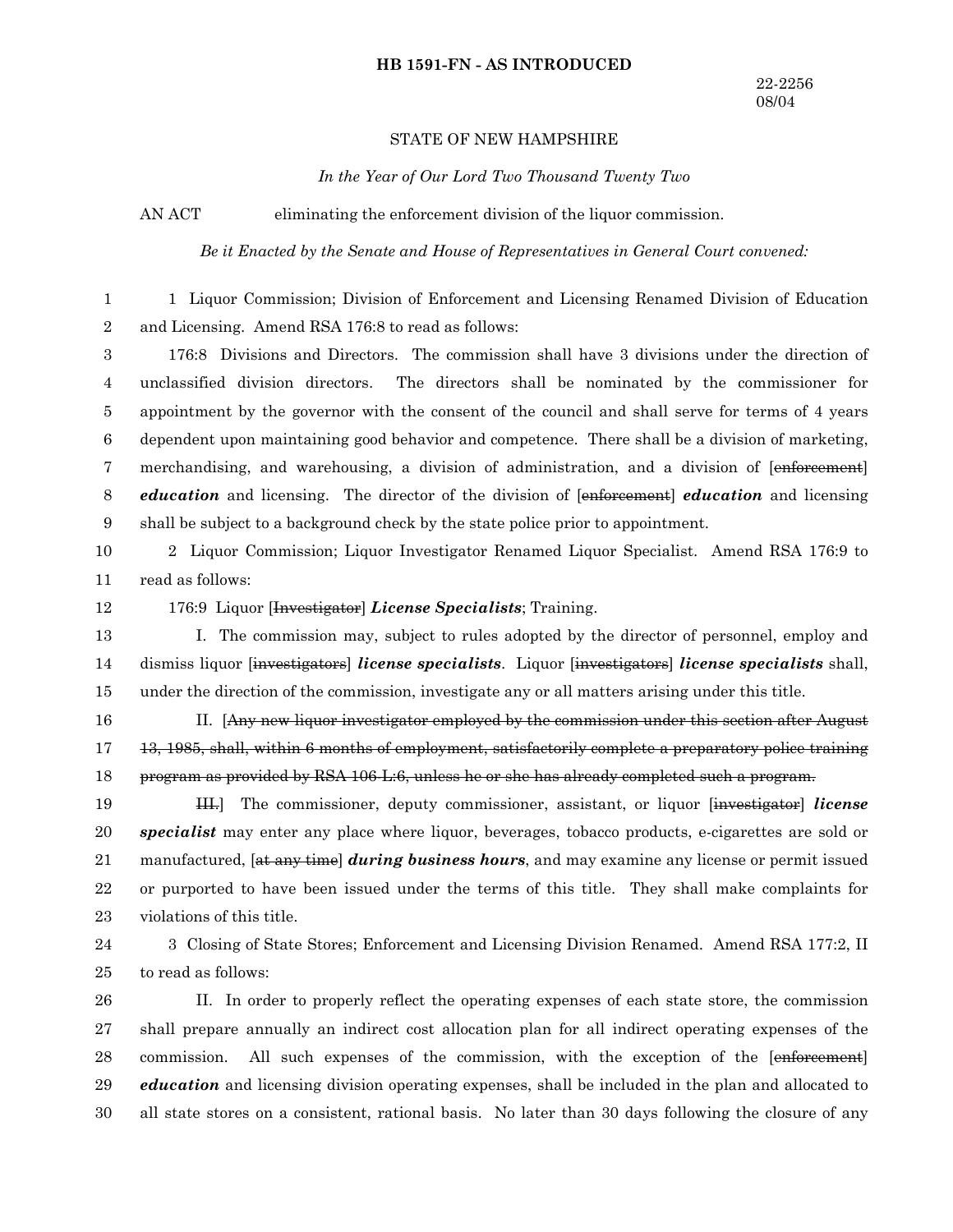**HB 1591-FN - AS INTRODUCED**

22-2256
08/04

STATE OF NEW HAMPSHIRE

*In the Year of Our Lord Two Thousand Twenty Two*

AN ACT eliminating the enforcement division of the liquor commission.

*Be it Enacted by the Senate and House of Representatives in General Court convened:*

1 Liquor Commission; Division of Enforcement and Licensing Renamed Division of Education and Licensing. Amend RSA 176:8 to read as follows:

176:8 Divisions and Directors. The commission shall have 3 divisions under the direction of unclassified division directors. The directors shall be nominated by the commissioner for appointment by the governor with the consent of the council and shall serve for terms of 4 years dependent upon maintaining good behavior and competence. There shall be a division of marketing, merchandising, and warehousing, a division of administration, and a division of [~~enforcement~~] ***education*** and licensing. The director of the division of [~~enforcement~~] ***education*** and licensing shall be subject to a background check by the state police prior to appointment.

2 Liquor Commission; Liquor Investigator Renamed Liquor Specialist. Amend RSA 176:9 to read as follows:

176:9 Liquor [~~Investigator~~] ***License Specialists***; Training.

I. The commission may, subject to rules adopted by the director of personnel, employ and dismiss liquor [~~investigators~~] ***license specialists***. Liquor [~~investigators~~] ***license specialists*** shall, under the direction of the commission, investigate any or all matters arising under this title.

II. [~~Any new liquor investigator employed by the commission under this section after August 13, 1985, shall, within 6 months of employment, satisfactorily complete a preparatory police training program as provided by RSA 106-L:6, unless he or she has already completed such a program.~~

~~III.~~] The commissioner, deputy commissioner, assistant, or liquor [~~investigator~~] ***license specialist*** may enter any place where liquor, beverages, tobacco products, e-cigarettes are sold or manufactured, [~~at any time~~] ***during business hours***, and may examine any license or permit issued or purported to have been issued under the terms of this title. They shall make complaints for violations of this title.

3 Closing of State Stores; Enforcement and Licensing Division Renamed. Amend RSA 177:2, II to read as follows:

II. In order to properly reflect the operating expenses of each state store, the commission shall prepare annually an indirect cost allocation plan for all indirect operating expenses of the commission. All such expenses of the commission, with the exception of the [~~enforcement~~] ***education*** and licensing division operating expenses, shall be included in the plan and allocated to all state stores on a consistent, rational basis. No later than 30 days following the closure of any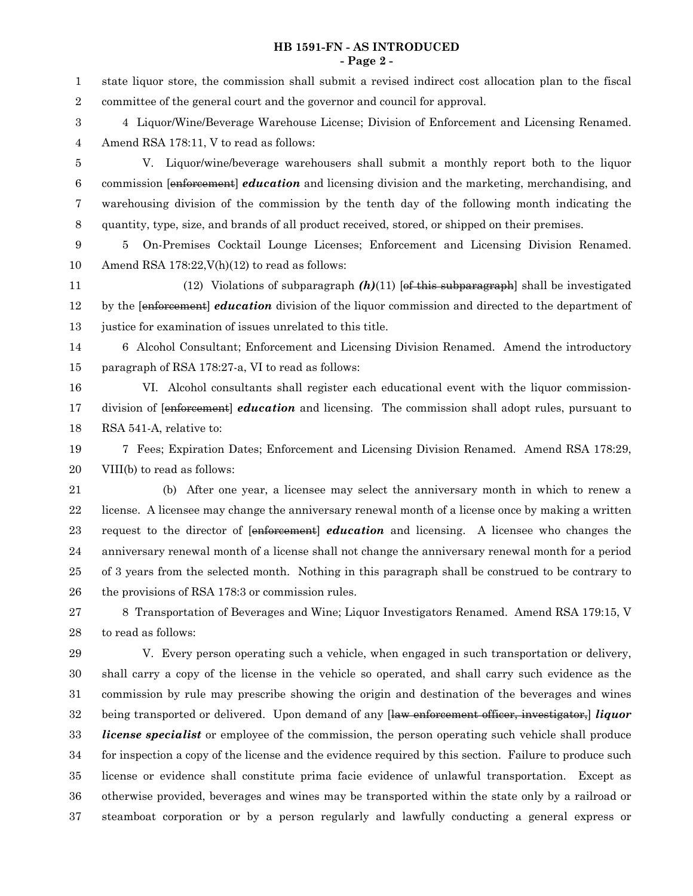state liquor store, the commission shall submit a revised indirect cost allocation plan to the fiscal committee of the general court and the governor and council for approval.

4 Liquor/Wine/Beverage Warehouse License; Division of Enforcement and Licensing Renamed. Amend RSA 178:11, V to read as follows:

V. Liquor/wine/beverage warehousers shall submit a monthly report both to the liquor commission [~~enforcement~~] ***education*** and licensing division and the marketing, merchandising, and warehousing division of the commission by the tenth day of the following month indicating the quantity, type, size, and brands of all product received, stored, or shipped on their premises.

5 On-Premises Cocktail Lounge Licenses; Enforcement and Licensing Division Renamed. Amend RSA 178:22,V(h)(12) to read as follows:

(12) Violations of subparagraph ***(h)***(11) [~~of this subparagraph~~] shall be investigated by the [~~enforcement~~] ***education*** division of the liquor commission and directed to the department of justice for examination of issues unrelated to this title.

6 Alcohol Consultant; Enforcement and Licensing Division Renamed. Amend the introductory paragraph of RSA 178:27-a, VI to read as follows:

VI. Alcohol consultants shall register each educational event with the liquor commission-division of [~~enforcement~~] ***education*** and licensing. The commission shall adopt rules, pursuant to RSA 541-A, relative to:

7 Fees; Expiration Dates; Enforcement and Licensing Division Renamed. Amend RSA 178:29, VIII(b) to read as follows:

(b) After one year, a licensee may select the anniversary month in which to renew a license. A licensee may change the anniversary renewal month of a license once by making a written request to the director of [~~enforcement~~] ***education*** and licensing. A licensee who changes the anniversary renewal month of a license shall not change the anniversary renewal month for a period of 3 years from the selected month. Nothing in this paragraph shall be construed to be contrary to the provisions of RSA 178:3 or commission rules.

8 Transportation of Beverages and Wine; Liquor Investigators Renamed. Amend RSA 179:15, V to read as follows:

V. Every person operating such a vehicle, when engaged in such transportation or delivery, shall carry a copy of the license in the vehicle so operated, and shall carry such evidence as the commission by rule may prescribe showing the origin and destination of the beverages and wines being transported or delivered. Upon demand of any [~~law enforcement officer, investigator,~~] ***liquor license specialist*** or employee of the commission, the person operating such vehicle shall produce for inspection a copy of the license and the evidence required by this section. Failure to produce such license or evidence shall constitute prima facie evidence of unlawful transportation. Except as otherwise provided, beverages and wines may be transported within the state only by a railroad or steamboat corporation or by a person regularly and lawfully conducting a general express or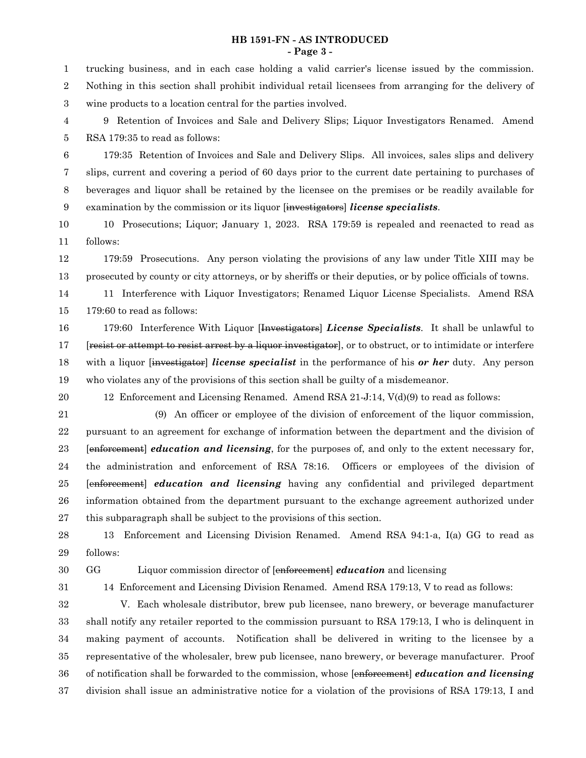trucking business, and in each case holding a valid carrier's license issued by the commission. Nothing in this section shall prohibit individual retail licensees from arranging for the delivery of wine products to a location central for the parties involved.

9 Retention of Invoices and Sale and Delivery Slips; Liquor Investigators Renamed. Amend RSA 179:35 to read as follows:

179:35 Retention of Invoices and Sale and Delivery Slips. All invoices, sales slips and delivery slips, current and covering a period of 60 days prior to the current date pertaining to purchases of beverages and liquor shall be retained by the licensee on the premises or be readily available for examination by the commission or its liquor [~~investigators~~] ***license specialists***.

10 Prosecutions; Liquor; January 1, 2023. RSA 179:59 is repealed and reenacted to read as follows:

179:59 Prosecutions. Any person violating the provisions of any law under Title XIII may be prosecuted by county or city attorneys, or by sheriffs or their deputies, or by police officials of towns.

11 Interference with Liquor Investigators; Renamed Liquor License Specialists. Amend RSA 179:60 to read as follows:

179:60 Interference With Liquor [~~Investigators~~] ***License Specialists***. It shall be unlawful to [~~resist or attempt to resist arrest by a liquor investigator~~], or to obstruct, or to intimidate or interfere with a liquor [~~investigator~~] ***license specialist*** in the performance of his ***or her*** duty. Any person who violates any of the provisions of this section shall be guilty of a misdemeanor.

12 Enforcement and Licensing Renamed. Amend RSA 21-J:14, V(d)(9) to read as follows:

(9) An officer or employee of the division of enforcement of the liquor commission, pursuant to an agreement for exchange of information between the department and the division of [~~enforcement~~] ***education and licensing***, for the purposes of, and only to the extent necessary for, the administration and enforcement of RSA 78:16. Officers or employees of the division of [~~enforcement~~] ***education and licensing*** having any confidential and privileged department information obtained from the department pursuant to the exchange agreement authorized under this subparagraph shall be subject to the provisions of this section.

13 Enforcement and Licensing Division Renamed. Amend RSA 94:1-a, I(a) GG to read as follows:

GG Liquor commission director of [~~enforcement~~] ***education*** and licensing

14 Enforcement and Licensing Division Renamed. Amend RSA 179:13, V to read as follows:

V. Each wholesale distributor, brew pub licensee, nano brewery, or beverage manufacturer shall notify any retailer reported to the commission pursuant to RSA 179:13, I who is delinquent in making payment of accounts. Notification shall be delivered in writing to the licensee by a representative of the wholesaler, brew pub licensee, nano brewery, or beverage manufacturer. Proof of notification shall be forwarded to the commission, whose [~~enforcement~~] ***education and licensing*** division shall issue an administrative notice for a violation of the provisions of RSA 179:13, I and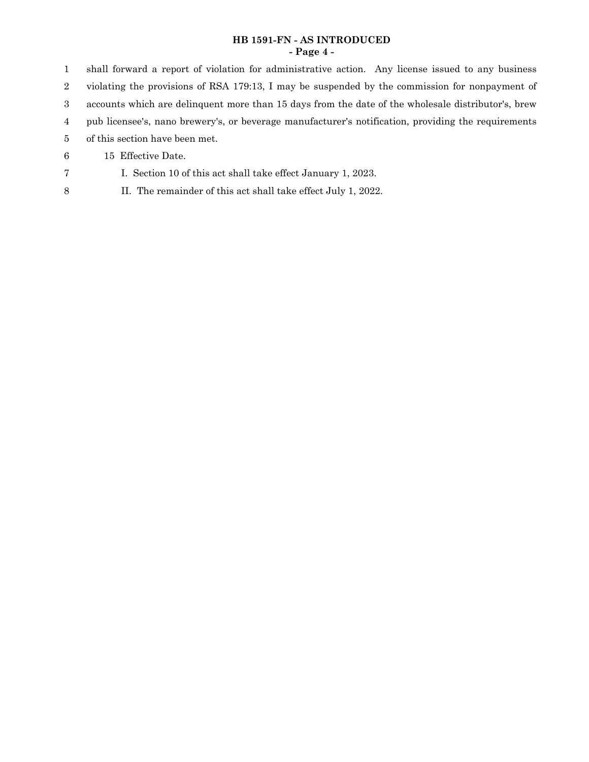shall forward a report of violation for administrative action. Any license issued to any business violating the provisions of RSA 179:13, I may be suspended by the commission for nonpayment of accounts which are delinquent more than 15 days from the date of the wholesale distributor's, brew pub licensee's, nano brewery's, or beverage manufacturer's notification, providing the requirements of this section have been met.

15 Effective Date.

I. Section 10 of this act shall take effect January 1, 2023.

II. The remainder of this act shall take effect July 1, 2022.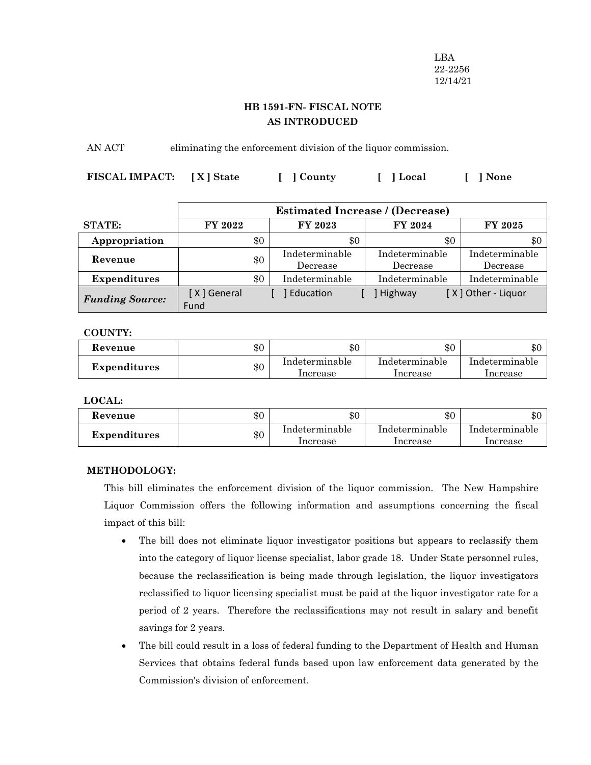LBA
22-2256
12/14/21

## HB 1591-FN- FISCAL NOTE
## AS INTRODUCED

AN ACT eliminating the enforcement division of the liquor commission.

**FISCAL IMPACT:** **[ X ] State** **[ ] County** **[ ] Local** **[ ] None**

| | Estimated Increase / (Decrease) | | | |
|---|---|---|---|---|
| **STATE:** | **FY 2022** | **FY 2023** | **FY 2024** | **FY 2025** |
| **Appropriation** | $0 | $0 | $0 | $0 |
| **Revenue** | $0 | Indeterminable Decrease | Indeterminable Decrease | Indeterminable Decrease |
| **Expenditures** | $0 | Indeterminable | Indeterminable | Indeterminable |
| ***Funding Source:*** | [ X ] General Fund | [ ] Education | [ ] Highway | [ X ] Other - Liquor |

**COUNTY:**

| | | | | |
|---|---|---|---|---|
| **Revenue** | $0 | $0 | $0 | $0 |
| **Expenditures** | $0 | Indeterminable Increase | Indeterminable Increase | Indeterminable Increase |

**LOCAL:**

| | | | | |
|---|---|---|---|---|
| **Revenue** | $0 | $0 | $0 | $0 |
| **Expenditures** | $0 | Indeterminable Increase | Indeterminable Increase | Indeterminable Increase |

**METHODOLOGY:**

This bill eliminates the enforcement division of the liquor commission. The New Hampshire Liquor Commission offers the following information and assumptions concerning the fiscal impact of this bill:

- The bill does not eliminate liquor investigator positions but appears to reclassify them into the category of liquor license specialist, labor grade 18. Under State personnel rules, because the reclassification is being made through legislation, the liquor investigators reclassified to liquor licensing specialist must be paid at the liquor investigator rate for a period of 2 years. Therefore the reclassifications may not result in salary and benefit savings for 2 years.
- The bill could result in a loss of federal funding to the Department of Health and Human Services that obtains federal funds based upon law enforcement data generated by the Commission's division of enforcement.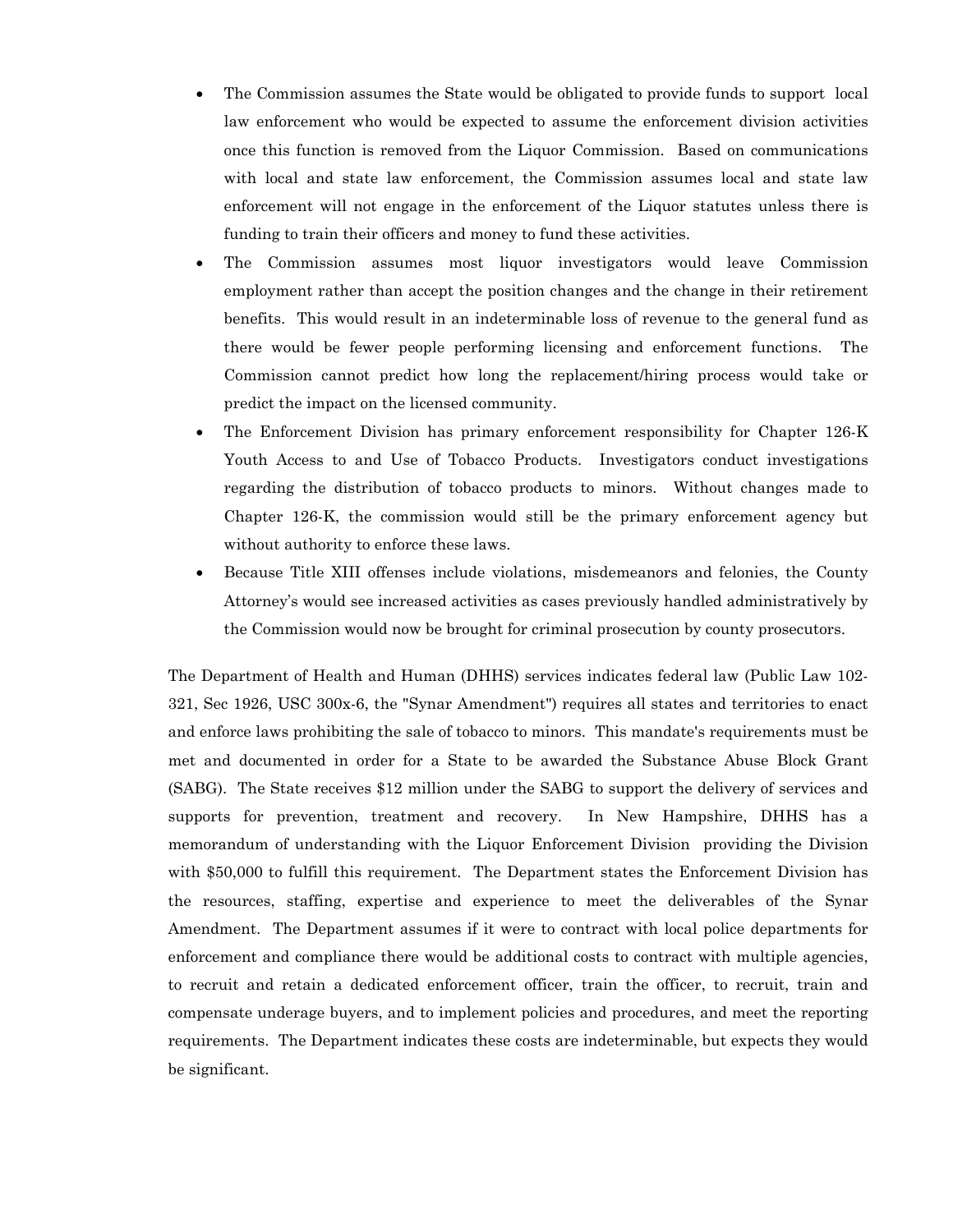- The Commission assumes the State would be obligated to provide funds to support local law enforcement who would be expected to assume the enforcement division activities once this function is removed from the Liquor Commission. Based on communications with local and state law enforcement, the Commission assumes local and state law enforcement will not engage in the enforcement of the Liquor statutes unless there is funding to train their officers and money to fund these activities.
- The Commission assumes most liquor investigators would leave Commission employment rather than accept the position changes and the change in their retirement benefits. This would result in an indeterminable loss of revenue to the general fund as there would be fewer people performing licensing and enforcement functions. The Commission cannot predict how long the replacement/hiring process would take or predict the impact on the licensed community.
- The Enforcement Division has primary enforcement responsibility for Chapter 126-K Youth Access to and Use of Tobacco Products. Investigators conduct investigations regarding the distribution of tobacco products to minors. Without changes made to Chapter 126-K, the commission would still be the primary enforcement agency but without authority to enforce these laws.
- Because Title XIII offenses include violations, misdemeanors and felonies, the County Attorney's would see increased activities as cases previously handled administratively by the Commission would now be brought for criminal prosecution by county prosecutors.

The Department of Health and Human (DHHS) services indicates federal law (Public Law 102-321, Sec 1926, USC 300x-6, the "Synar Amendment") requires all states and territories to enact and enforce laws prohibiting the sale of tobacco to minors. This mandate's requirements must be met and documented in order for a State to be awarded the Substance Abuse Block Grant (SABG). The State receives $12 million under the SABG to support the delivery of services and supports for prevention, treatment and recovery. In New Hampshire, DHHS has a memorandum of understanding with the Liquor Enforcement Division providing the Division with $50,000 to fulfill this requirement. The Department states the Enforcement Division has the resources, staffing, expertise and experience to meet the deliverables of the Synar Amendment. The Department assumes if it were to contract with local police departments for enforcement and compliance there would be additional costs to contract with multiple agencies, to recruit and retain a dedicated enforcement officer, train the officer, to recruit, train and compensate underage buyers, and to implement policies and procedures, and meet the reporting requirements. The Department indicates these costs are indeterminable, but expects they would be significant.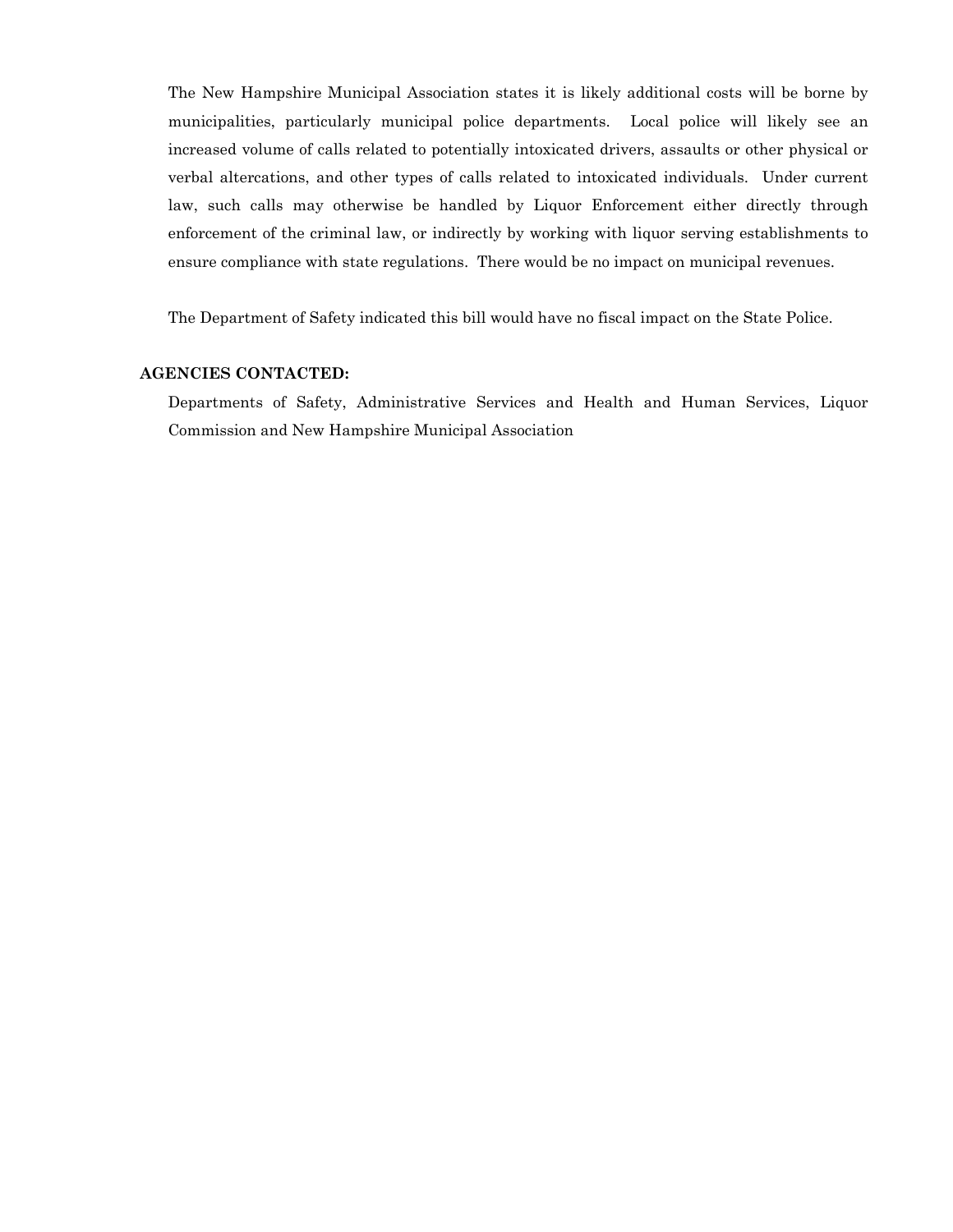The New Hampshire Municipal Association states it is likely additional costs will be borne by municipalities, particularly municipal police departments. Local police will likely see an increased volume of calls related to potentially intoxicated drivers, assaults or other physical or verbal altercations, and other types of calls related to intoxicated individuals. Under current law, such calls may otherwise be handled by Liquor Enforcement either directly through enforcement of the criminal law, or indirectly by working with liquor serving establishments to ensure compliance with state regulations. There would be no impact on municipal revenues.

The Department of Safety indicated this bill would have no fiscal impact on the State Police.

**AGENCIES CONTACTED:**

Departments of Safety, Administrative Services and Health and Human Services, Liquor Commission and New Hampshire Municipal Association